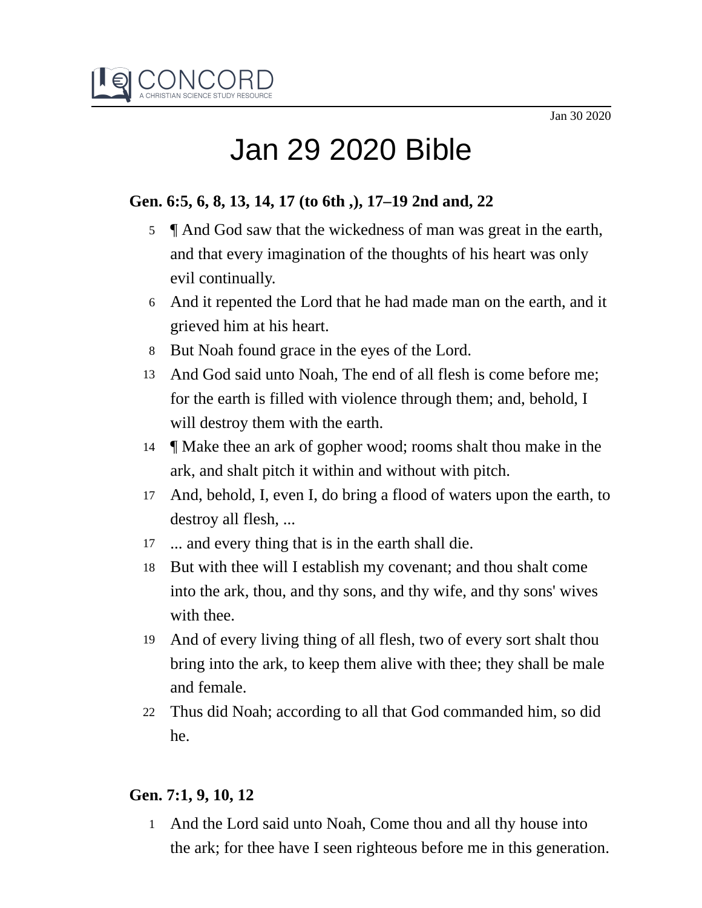CONCORD
A CHRISTIAN SCIENCE STUDY RESOURCE

Jan 30 2020

# Jan 29 2020 Bible

**Gen. 6:5, 6, 8, 13, 14, 17 (to 6th ,), 17–19 2nd and, 22**

5 ¶ And God saw that the wickedness of man was great in the earth, and that every imagination of the thoughts of his heart was only evil continually.

6 And it repented the Lord that he had made man on the earth, and it grieved him at his heart.

8 But Noah found grace in the eyes of the Lord.

13 And God said unto Noah, The end of all flesh is come before me; for the earth is filled with violence through them; and, behold, I will destroy them with the earth.

14 ¶ Make thee an ark of gopher wood; rooms shalt thou make in the ark, and shalt pitch it within and without with pitch.

17 And, behold, I, even I, do bring a flood of waters upon the earth, to destroy all flesh, ...

17 ... and every thing that is in the earth shall die.

18 But with thee will I establish my covenant; and thou shalt come into the ark, thou, and thy sons, and thy wife, and thy sons' wives with thee.

19 And of every living thing of all flesh, two of every sort shalt thou bring into the ark, to keep them alive with thee; they shall be male and female.

22 Thus did Noah; according to all that God commanded him, so did he.

**Gen. 7:1, 9, 10, 12**

1 And the Lord said unto Noah, Come thou and all thy house into the ark; for thee have I seen righteous before me in this generation.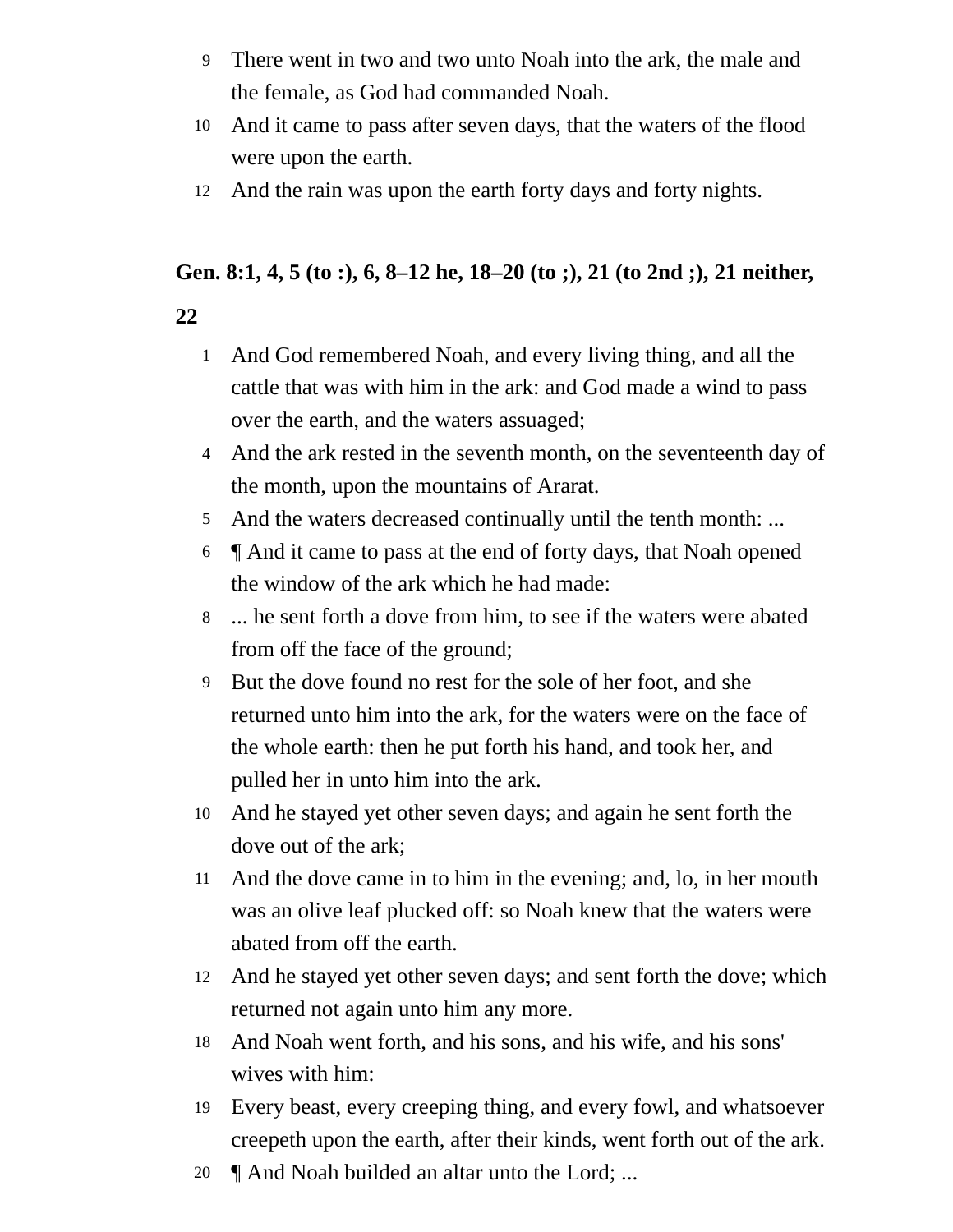9 There went in two and two unto Noah into the ark, the male and the female, as God had commanded Noah.

10 And it came to pass after seven days, that the waters of the flood were upon the earth.

12 And the rain was upon the earth forty days and forty nights.

**Gen. 8:1, 4, 5 (to :), 6, 8–12 he, 18–20 (to ;), 21 (to 2nd ;), 21 neither, 22**

1 And God remembered Noah, and every living thing, and all the cattle that was with him in the ark: and God made a wind to pass over the earth, and the waters assuaged;

4 And the ark rested in the seventh month, on the seventeenth day of the month, upon the mountains of Ararat.

5 And the waters decreased continually until the tenth month: ...

6 ¶ And it came to pass at the end of forty days, that Noah opened the window of the ark which he had made:

8 ... he sent forth a dove from him, to see if the waters were abated from off the face of the ground;

9 But the dove found no rest for the sole of her foot, and she returned unto him into the ark, for the waters were on the face of the whole earth: then he put forth his hand, and took her, and pulled her in unto him into the ark.

10 And he stayed yet other seven days; and again he sent forth the dove out of the ark;

11 And the dove came in to him in the evening; and, lo, in her mouth was an olive leaf plucked off: so Noah knew that the waters were abated from off the earth.

12 And he stayed yet other seven days; and sent forth the dove; which returned not again unto him any more.

18 And Noah went forth, and his sons, and his wife, and his sons' wives with him:

19 Every beast, every creeping thing, and every fowl, and whatsoever creepeth upon the earth, after their kinds, went forth out of the ark.

20 ¶ And Noah builded an altar unto the Lord; ...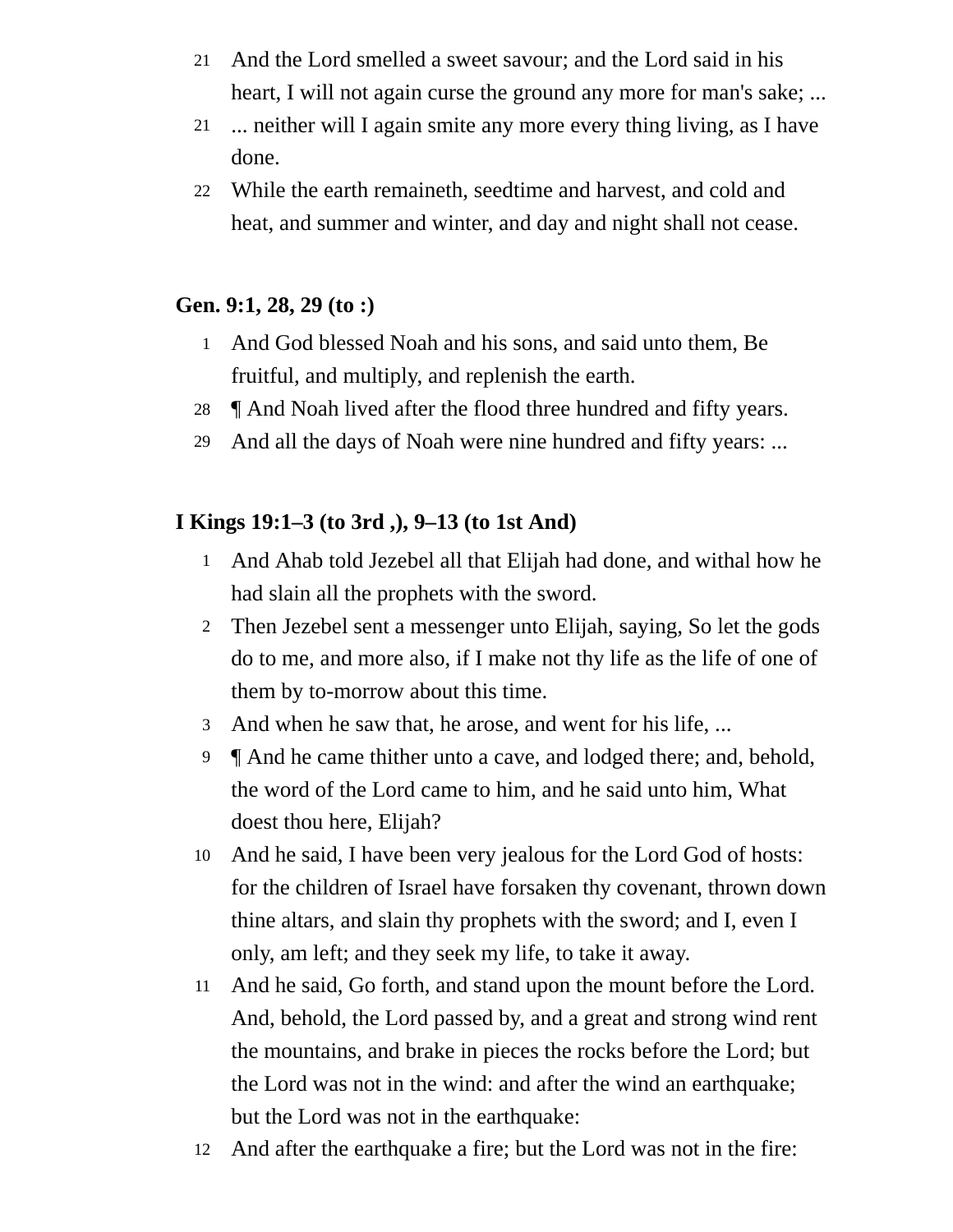21 And the Lord smelled a sweet savour; and the Lord said in his heart, I will not again curse the ground any more for man's sake; ...

21 ... neither will I again smite any more every thing living, as I have done.

22 While the earth remaineth, seedtime and harvest, and cold and heat, and summer and winter, and day and night shall not cease.

**Gen. 9:1, 28, 29 (to :)**

1 And God blessed Noah and his sons, and said unto them, Be fruitful, and multiply, and replenish the earth.

28 ¶ And Noah lived after the flood three hundred and fifty years.

29 And all the days of Noah were nine hundred and fifty years: ...

**I Kings 19:1–3 (to 3rd ,), 9–13 (to 1st And)**

1 And Ahab told Jezebel all that Elijah had done, and withal how he had slain all the prophets with the sword.

2 Then Jezebel sent a messenger unto Elijah, saying, So let the gods do to me, and more also, if I make not thy life as the life of one of them by to-morrow about this time.

3 And when he saw that, he arose, and went for his life, ...

9 ¶ And he came thither unto a cave, and lodged there; and, behold, the word of the Lord came to him, and he said unto him, What doest thou here, Elijah?

10 And he said, I have been very jealous for the Lord God of hosts: for the children of Israel have forsaken thy covenant, thrown down thine altars, and slain thy prophets with the sword; and I, even I only, am left; and they seek my life, to take it away.

11 And he said, Go forth, and stand upon the mount before the Lord. And, behold, the Lord passed by, and a great and strong wind rent the mountains, and brake in pieces the rocks before the Lord; but the Lord was not in the wind: and after the wind an earthquake; but the Lord was not in the earthquake:

12 And after the earthquake a fire; but the Lord was not in the fire: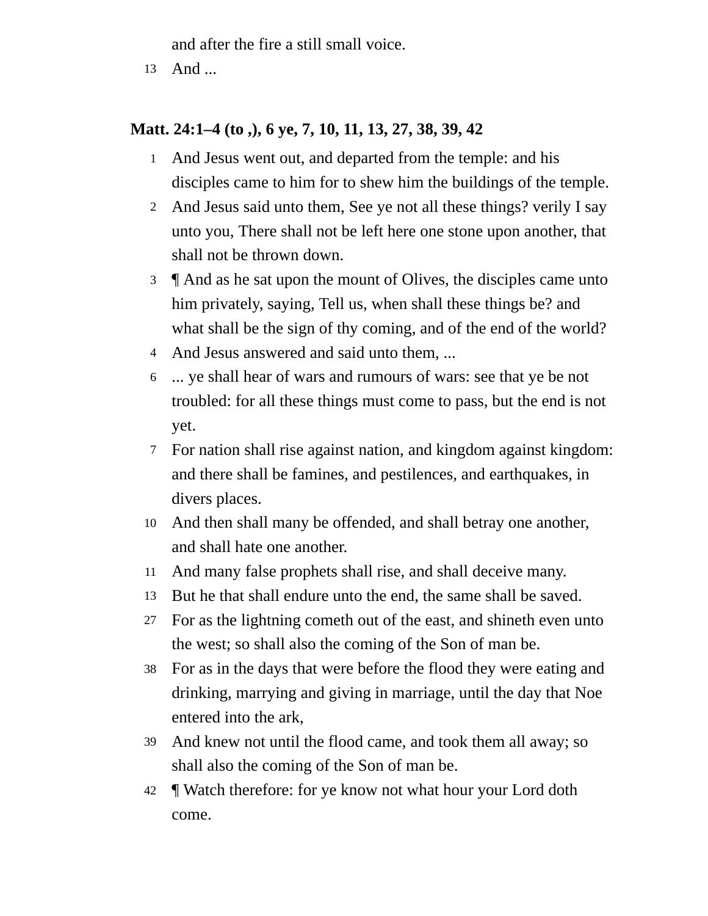and after the fire a still small voice.

13 And ...

**Matt. 24:1–4 (to ,), 6 ye, 7, 10, 11, 13, 27, 38, 39, 42**

1 And Jesus went out, and departed from the temple: and his disciples came to him for to shew him the buildings of the temple.

2 And Jesus said unto them, See ye not all these things? verily I say unto you, There shall not be left here one stone upon another, that shall not be thrown down.

3 ¶ And as he sat upon the mount of Olives, the disciples came unto him privately, saying, Tell us, when shall these things be? and what shall be the sign of thy coming, and of the end of the world?

4 And Jesus answered and said unto them, ...

6 ... ye shall hear of wars and rumours of wars: see that ye be not troubled: for all these things must come to pass, but the end is not yet.

7 For nation shall rise against nation, and kingdom against kingdom: and there shall be famines, and pestilences, and earthquakes, in divers places.

10 And then shall many be offended, and shall betray one another, and shall hate one another.

11 And many false prophets shall rise, and shall deceive many.

13 But he that shall endure unto the end, the same shall be saved.

27 For as the lightning cometh out of the east, and shineth even unto the west; so shall also the coming of the Son of man be.

38 For as in the days that were before the flood they were eating and drinking, marrying and giving in marriage, until the day that Noe entered into the ark,

39 And knew not until the flood came, and took them all away; so shall also the coming of the Son of man be.

42 ¶ Watch therefore: for ye know not what hour your Lord doth come.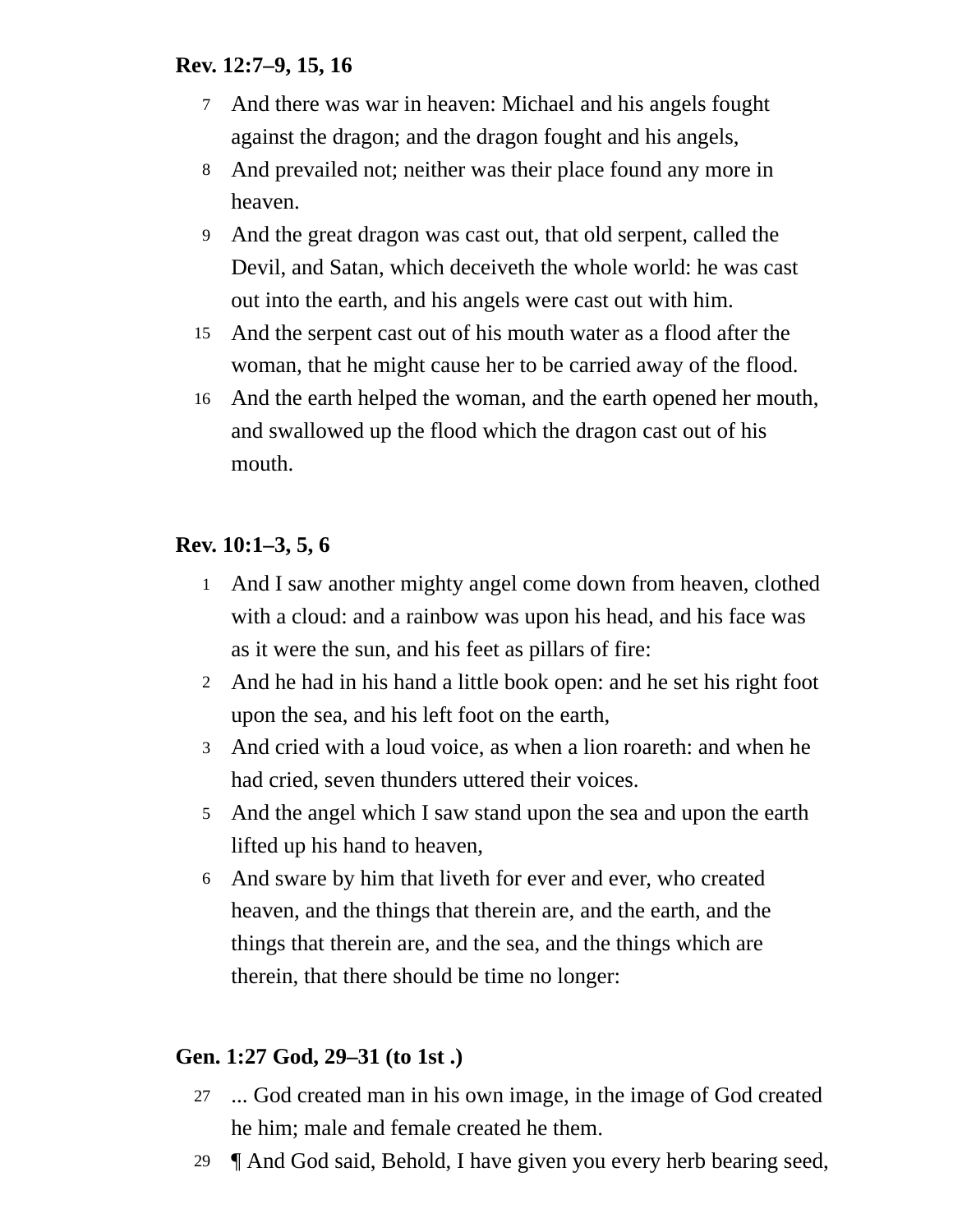**Rev. 12:7–9, 15, 16**

7 And there was war in heaven: Michael and his angels fought against the dragon; and the dragon fought and his angels,

8 And prevailed not; neither was their place found any more in heaven.

9 And the great dragon was cast out, that old serpent, called the Devil, and Satan, which deceiveth the whole world: he was cast out into the earth, and his angels were cast out with him.

15 And the serpent cast out of his mouth water as a flood after the woman, that he might cause her to be carried away of the flood.

16 And the earth helped the woman, and the earth opened her mouth, and swallowed up the flood which the dragon cast out of his mouth.

**Rev. 10:1–3, 5, 6**

1 And I saw another mighty angel come down from heaven, clothed with a cloud: and a rainbow was upon his head, and his face was as it were the sun, and his feet as pillars of fire:

2 And he had in his hand a little book open: and he set his right foot upon the sea, and his left foot on the earth,

3 And cried with a loud voice, as when a lion roareth: and when he had cried, seven thunders uttered their voices.

5 And the angel which I saw stand upon the sea and upon the earth lifted up his hand to heaven,

6 And sware by him that liveth for ever and ever, who created heaven, and the things that therein are, and the earth, and the things that therein are, and the sea, and the things which are therein, that there should be time no longer:

**Gen. 1:27 God, 29–31 (to 1st .)**

27 ... God created man in his own image, in the image of God created he him; male and female created he them.

29 ¶ And God said, Behold, I have given you every herb bearing seed,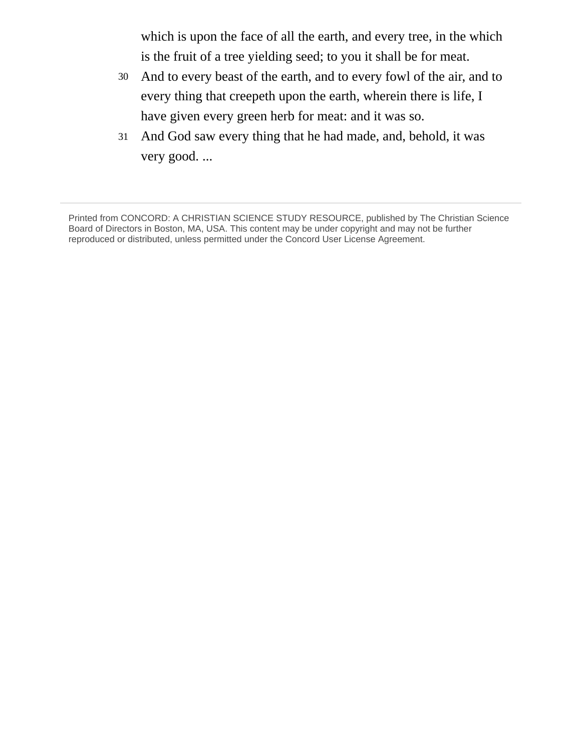which is upon the face of all the earth, and every tree, in the which is the fruit of a tree yielding seed; to you it shall be for meat.

30 And to every beast of the earth, and to every fowl of the air, and to every thing that creepeth upon the earth, wherein there is life, I have given every green herb for meat: and it was so.

31 And God saw every thing that he had made, and, behold, it was very good. ...

---

Printed from CONCORD: A CHRISTIAN SCIENCE STUDY RESOURCE, published by The Christian Science Board of Directors in Boston, MA, USA. This content may be under copyright and may not be further reproduced or distributed, unless permitted under the Concord User License Agreement.